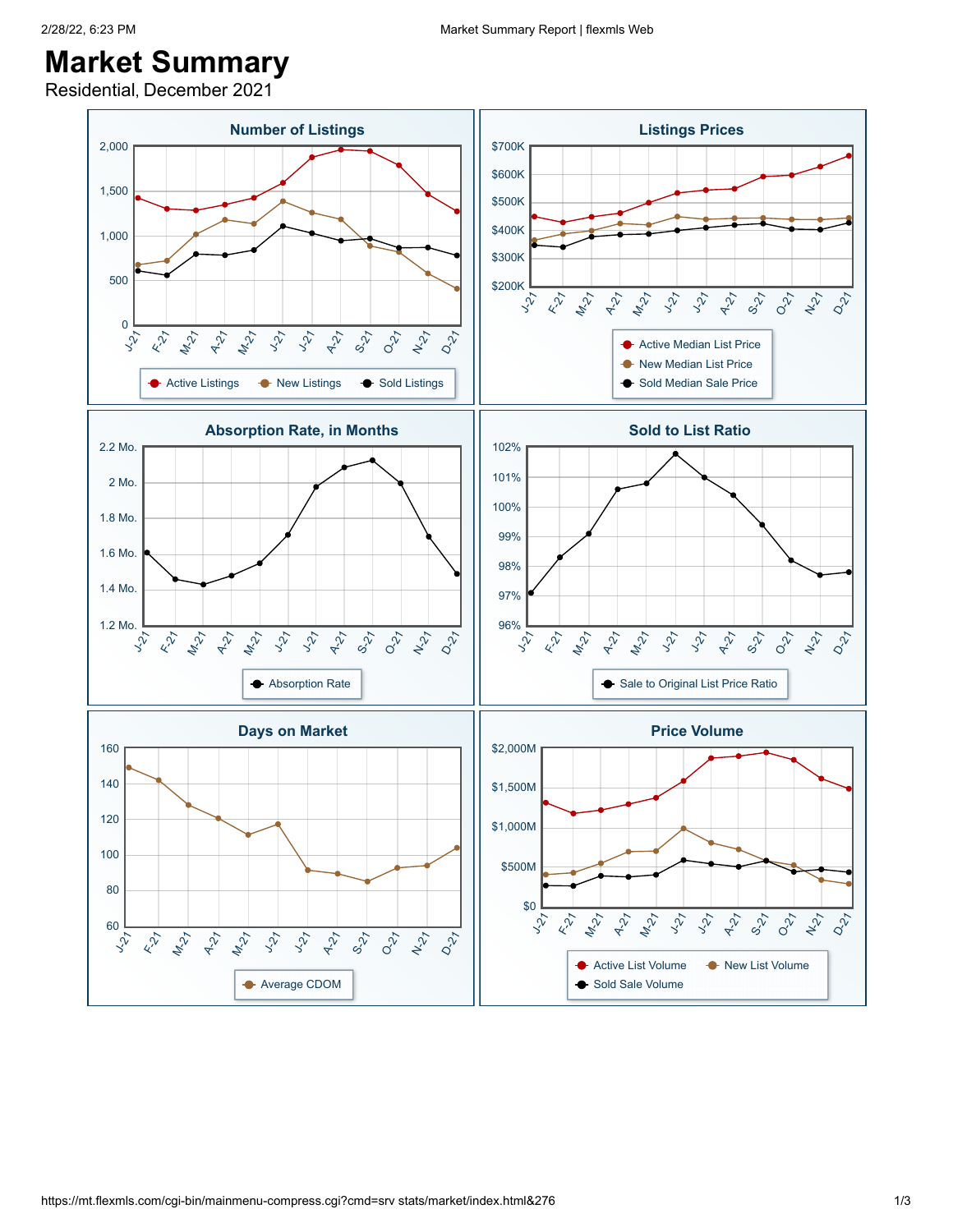# Market Summary

Residential, December 2021

## Number of Listings

Y-axis: 0, 500, 1,000, 1,500, 2,000

X-axis: J-21, F-21, M-21, A-21, M-21, J-21, J-21, A-21, S-21, O-21, N-21, D-21

Legend: Active Listings, New Listings, Sold Listings

## Listings Prices

Y-axis: $200K, $300K, $400K, $500K, $600K, $700K

X-axis: J-21, F-21, M-21, A-21, M-21, J-21, J-21, A-21, S-21, O-21, N-21, D-21

Legend: Active Median List Price, New Median List Price, Sold Median Sale Price

## Absorption Rate, in Months

Y-axis: 1.2 Mo., 1.4 Mo., 1.6 Mo., 1.8 Mo., 2 Mo., 2.2 Mo.

X-axis: J-21, F-21, M-21, A-21, M-21, J-21, J-21, A-21, S-21, O-21, N-21, D-21

Legend: Absorption Rate

## Sold to List Ratio

Y-axis: 96%, 97%, 98%, 99%, 100%, 101%, 102%

X-axis: J-21, F-21, M-21, A-21, M-21, J-21, J-21, A-21, S-21, O-21, N-21, D-21

Legend: Sale to Original List Price Ratio

## Days on Market

Y-axis: 60, 80, 100, 120, 140, 160

X-axis: J-21, F-21, M-21, A-21, M-21, J-21, J-21, A-21, S-21, O-21, N-21, D-21

Legend: Average CDOM

## Price Volume

Y-axis: $0, $500M, $1,000M, $1,500M, $2,000M

X-axis: J-21, F-21, M-21, A-21, M-21, J-21, J-21, A-21, S-21, O-21, N-21, D-21

Legend: Active List Volume, New List Volume, Sold Sale Volume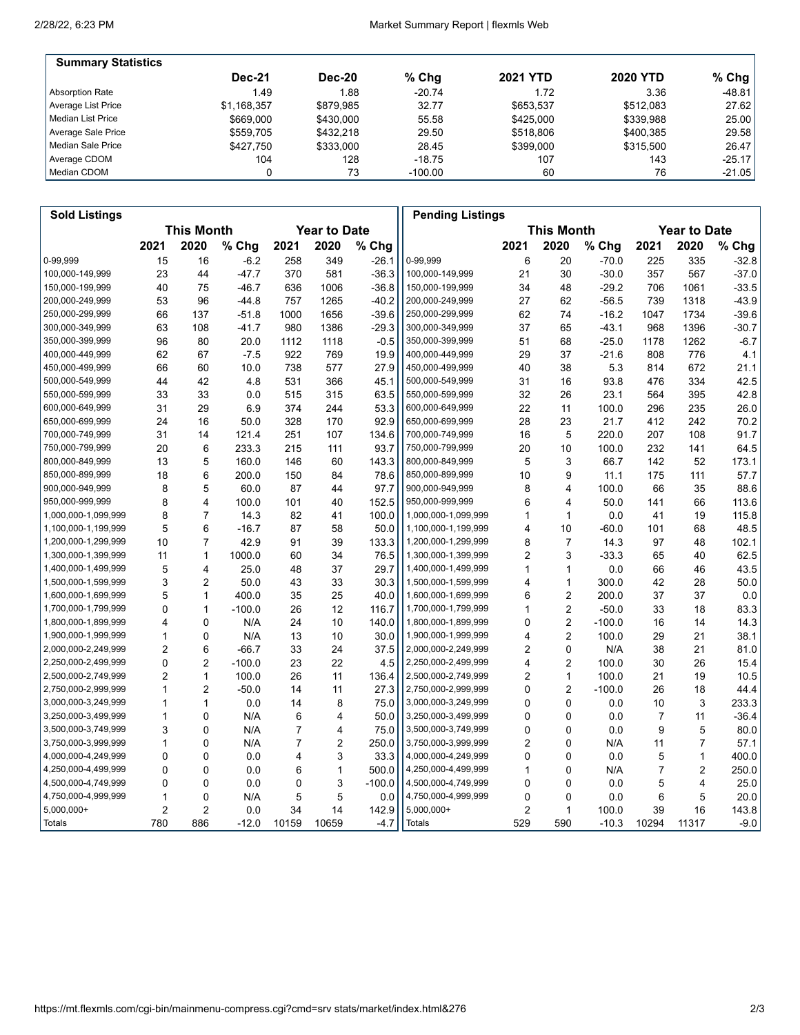## Summary Statistics

| | Dec-21 | Dec-20 | % Chg | 2021 YTD | 2020 YTD | % Chg |
|---|---|---|---|---|---|---|
| Absorption Rate | 1.49 | 1.88 | -20.74 | 1.72 | 3.36 | -48.81 |
| Average List Price | $1,168,357 | $879,985 | 32.77 | $653,537 | $512,083 | 27.62 |
| Median List Price | $669,000 | $430,000 | 55.58 | $425,000 | $339,988 | 25.00 |
| Average Sale Price | $559,705 | $432,218 | 29.50 | $518,806 | $400,385 | 29.58 |
| Median Sale Price | $427,750 | $333,000 | 28.45 | $399,000 | $315,500 | 26.47 |
| Average CDOM | 104 | 128 | -18.75 | 107 | 143 | -25.17 |
| Median CDOM | 0 | 73 | -100.00 | 60 | 76 | -21.05 |

## Sold Listings

| | This Month | | | Year to Date | | |
|---|---|---|---|---|---|---|
| | 2021 | 2020 | % Chg | 2021 | 2020 | % Chg |
| 0-99,999 | 15 | 16 | -6.2 | 258 | 349 | -26.1 |
| 100,000-149,999 | 23 | 44 | -47.7 | 370 | 581 | -36.3 |
| 150,000-199,999 | 40 | 75 | -46.7 | 636 | 1006 | -36.8 |
| 200,000-249,999 | 53 | 96 | -44.8 | 757 | 1265 | -40.2 |
| 250,000-299,999 | 66 | 137 | -51.8 | 1000 | 1656 | -39.6 |
| 300,000-349,999 | 63 | 108 | -41.7 | 980 | 1386 | -29.3 |
| 350,000-399,999 | 96 | 80 | 20.0 | 1112 | 1118 | -0.5 |
| 400,000-449,999 | 62 | 67 | -7.5 | 922 | 769 | 19.9 |
| 450,000-499,999 | 66 | 60 | 10.0 | 738 | 577 | 27.9 |
| 500,000-549,999 | 44 | 42 | 4.8 | 531 | 366 | 45.1 |
| 550,000-599,999 | 33 | 33 | 0.0 | 515 | 315 | 63.5 |
| 600,000-649,999 | 31 | 29 | 6.9 | 374 | 244 | 53.3 |
| 650,000-699,999 | 24 | 16 | 50.0 | 328 | 170 | 92.9 |
| 700,000-749,999 | 31 | 14 | 121.4 | 251 | 107 | 134.6 |
| 750,000-799,999 | 20 | 6 | 233.3 | 215 | 111 | 93.7 |
| 800,000-849,999 | 13 | 5 | 160.0 | 146 | 60 | 143.3 |
| 850,000-899,999 | 18 | 6 | 200.0 | 150 | 84 | 78.6 |
| 900,000-949,999 | 8 | 5 | 60.0 | 87 | 44 | 97.7 |
| 950,000-999,999 | 8 | 4 | 100.0 | 101 | 40 | 152.5 |
| 1,000,000-1,099,999 | 8 | 7 | 14.3 | 82 | 41 | 100.0 |
| 1,100,000-1,199,999 | 5 | 6 | -16.7 | 87 | 58 | 50.0 |
| 1,200,000-1,299,999 | 10 | 7 | 42.9 | 91 | 39 | 133.3 |
| 1,300,000-1,399,999 | 11 | 1 | 1000.0 | 60 | 34 | 76.5 |
| 1,400,000-1,499,999 | 5 | 4 | 25.0 | 48 | 37 | 29.7 |
| 1,500,000-1,599,999 | 3 | 2 | 50.0 | 43 | 33 | 30.3 |
| 1,600,000-1,699,999 | 5 | 1 | 400.0 | 35 | 25 | 40.0 |
| 1,700,000-1,799,999 | 0 | 1 | -100.0 | 26 | 12 | 116.7 |
| 1,800,000-1,899,999 | 4 | 0 | N/A | 24 | 10 | 140.0 |
| 1,900,000-1,999,999 | 1 | 0 | N/A | 13 | 10 | 30.0 |
| 2,000,000-2,249,999 | 2 | 6 | -66.7 | 33 | 24 | 37.5 |
| 2,250,000-2,499,999 | 0 | 2 | -100.0 | 23 | 22 | 4.5 |
| 2,500,000-2,749,999 | 2 | 1 | 100.0 | 26 | 11 | 136.4 |
| 2,750,000-2,999,999 | 1 | 2 | -50.0 | 14 | 11 | 27.3 |
| 3,000,000-3,249,999 | 1 | 1 | 0.0 | 14 | 8 | 75.0 |
| 3,250,000-3,499,999 | 1 | 0 | N/A | 6 | 4 | 50.0 |
| 3,500,000-3,749,999 | 3 | 0 | N/A | 7 | 4 | 75.0 |
| 3,750,000-3,999,999 | 1 | 0 | N/A | 7 | 2 | 250.0 |
| 4,000,000-4,249,999 | 0 | 0 | 0.0 | 4 | 3 | 33.3 |
| 4,250,000-4,499,999 | 0 | 0 | 0.0 | 6 | 1 | 500.0 |
| 4,500,000-4,749,999 | 0 | 0 | 0.0 | 0 | 3 | -100.0 |
| 4,750,000-4,999,999 | 1 | 0 | N/A | 5 | 5 | 0.0 |
| 5,000,000+ | 2 | 2 | 0.0 | 34 | 14 | 142.9 |
| Totals | 780 | 886 | -12.0 | 10159 | 10659 | -4.7 |

## Pending Listings

| | This Month | | | Year to Date | | |
|---|---|---|---|---|---|---|
| | 2021 | 2020 | % Chg | 2021 | 2020 | % Chg |
| 0-99,999 | 6 | 20 | -70.0 | 225 | 335 | -32.8 |
| 100,000-149,999 | 21 | 30 | -30.0 | 357 | 567 | -37.0 |
| 150,000-199,999 | 34 | 48 | -29.2 | 706 | 1061 | -33.5 |
| 200,000-249,999 | 27 | 62 | -56.5 | 739 | 1318 | -43.9 |
| 250,000-299,999 | 62 | 74 | -16.2 | 1047 | 1734 | -39.6 |
| 300,000-349,999 | 37 | 65 | -43.1 | 968 | 1396 | -30.7 |
| 350,000-399,999 | 51 | 68 | -25.0 | 1178 | 1262 | -6.7 |
| 400,000-449,999 | 29 | 37 | -21.6 | 808 | 776 | 4.1 |
| 450,000-499,999 | 40 | 38 | 5.3 | 814 | 672 | 21.1 |
| 500,000-549,999 | 31 | 16 | 93.8 | 476 | 334 | 42.5 |
| 550,000-599,999 | 32 | 26 | 23.1 | 564 | 395 | 42.8 |
| 600,000-649,999 | 22 | 11 | 100.0 | 296 | 235 | 26.0 |
| 650,000-699,999 | 28 | 23 | 21.7 | 412 | 242 | 70.2 |
| 700,000-749,999 | 16 | 5 | 220.0 | 207 | 108 | 91.7 |
| 750,000-799,999 | 20 | 10 | 100.0 | 232 | 141 | 64.5 |
| 800,000-849,999 | 5 | 3 | 66.7 | 142 | 52 | 173.1 |
| 850,000-899,999 | 10 | 9 | 11.1 | 175 | 111 | 57.7 |
| 900,000-949,999 | 8 | 4 | 100.0 | 66 | 35 | 88.6 |
| 950,000-999,999 | 6 | 4 | 50.0 | 141 | 66 | 113.6 |
| 1,000,000-1,099,999 | 1 | 1 | 0.0 | 41 | 19 | 115.8 |
| 1,100,000-1,199,999 | 4 | 10 | -60.0 | 101 | 68 | 48.5 |
| 1,200,000-1,299,999 | 8 | 7 | 14.3 | 97 | 48 | 102.1 |
| 1,300,000-1,399,999 | 2 | 3 | -33.3 | 65 | 40 | 62.5 |
| 1,400,000-1,499,999 | 1 | 1 | 0.0 | 66 | 46 | 43.5 |
| 1,500,000-1,599,999 | 4 | 1 | 300.0 | 42 | 28 | 50.0 |
| 1,600,000-1,699,999 | 6 | 2 | 200.0 | 37 | 37 | 0.0 |
| 1,700,000-1,799,999 | 1 | 2 | -50.0 | 33 | 18 | 83.3 |
| 1,800,000-1,899,999 | 0 | 2 | -100.0 | 16 | 14 | 14.3 |
| 1,900,000-1,999,999 | 4 | 2 | 100.0 | 29 | 21 | 38.1 |
| 2,000,000-2,249,999 | 2 | 0 | N/A | 38 | 21 | 81.0 |
| 2,250,000-2,499,999 | 4 | 2 | 100.0 | 30 | 26 | 15.4 |
| 2,500,000-2,749,999 | 2 | 1 | 100.0 | 21 | 19 | 10.5 |
| 2,750,000-2,999,999 | 0 | 2 | -100.0 | 26 | 18 | 44.4 |
| 3,000,000-3,249,999 | 0 | 0 | 0.0 | 10 | 3 | 233.3 |
| 3,250,000-3,499,999 | 0 | 0 | 0.0 | 7 | 11 | -36.4 |
| 3,500,000-3,749,999 | 0 | 0 | 0.0 | 9 | 5 | 80.0 |
| 3,750,000-3,999,999 | 2 | 0 | N/A | 11 | 7 | 57.1 |
| 4,000,000-4,249,999 | 0 | 0 | 0.0 | 5 | 1 | 400.0 |
| 4,250,000-4,499,999 | 1 | 0 | N/A | 7 | 2 | 250.0 |
| 4,500,000-4,749,999 | 0 | 0 | 0.0 | 5 | 4 | 25.0 |
| 4,750,000-4,999,999 | 0 | 0 | 0.0 | 6 | 5 | 20.0 |
| 5,000,000+ | 2 | 1 | 100.0 | 39 | 16 | 143.8 |
| Totals | 529 | 590 | -10.3 | 10294 | 11317 | -9.0 |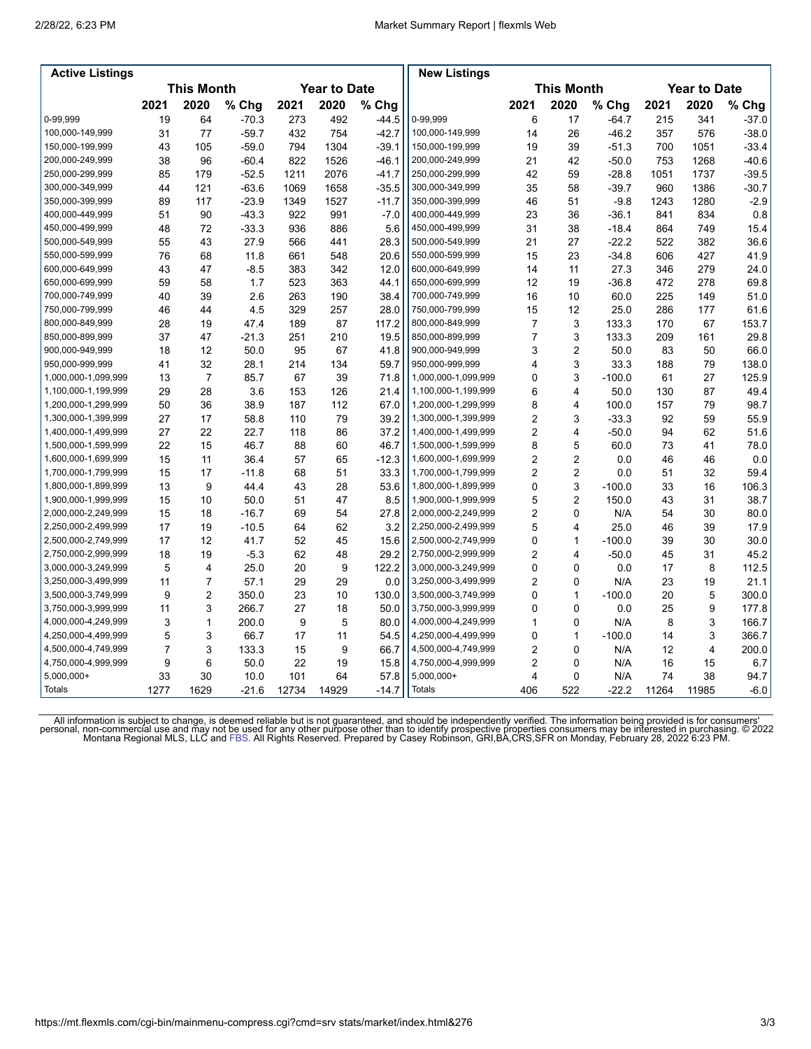| Active Listings | | | | | | |
|---|---|---|---|---|---|---|
| | This Month | | | Year to Date | | |
| | 2021 | 2020 | % Chg | 2021 | 2020 | % Chg |
| 0-99,999 | 19 | 64 | -70.3 | 273 | 492 | -44.5 |
| 100,000-149,999 | 31 | 77 | -59.7 | 432 | 754 | -42.7 |
| 150,000-199,999 | 43 | 105 | -59.0 | 794 | 1304 | -39.1 |
| 200,000-249,999 | 38 | 96 | -60.4 | 822 | 1526 | -46.1 |
| 250,000-299,999 | 85 | 179 | -52.5 | 1211 | 2076 | -41.7 |
| 300,000-349,999 | 44 | 121 | -63.6 | 1069 | 1658 | -35.5 |
| 350,000-399,999 | 89 | 117 | -23.9 | 1349 | 1527 | -11.7 |
| 400,000-449,999 | 51 | 90 | -43.3 | 922 | 991 | -7.0 |
| 450,000-499,999 | 48 | 72 | -33.3 | 936 | 886 | 5.6 |
| 500,000-549,999 | 55 | 43 | 27.9 | 566 | 441 | 28.3 |
| 550,000-599,999 | 76 | 68 | 11.8 | 661 | 548 | 20.6 |
| 600,000-649,999 | 43 | 47 | -8.5 | 383 | 342 | 12.0 |
| 650,000-699,999 | 59 | 58 | 1.7 | 523 | 363 | 44.1 |
| 700,000-749,999 | 40 | 39 | 2.6 | 263 | 190 | 38.4 |
| 750,000-799,999 | 46 | 44 | 4.5 | 329 | 257 | 28.0 |
| 800,000-849,999 | 28 | 19 | 47.4 | 189 | 87 | 117.2 |
| 850,000-899,999 | 37 | 47 | -21.3 | 251 | 210 | 19.5 |
| 900,000-949,999 | 18 | 12 | 50.0 | 95 | 67 | 41.8 |
| 950,000-999,999 | 41 | 32 | 28.1 | 214 | 134 | 59.7 |
| 1,000,000-1,099,999 | 13 | 7 | 85.7 | 67 | 39 | 71.8 |
| 1,100,000-1,199,999 | 29 | 28 | 3.6 | 153 | 126 | 21.4 |
| 1,200,000-1,299,999 | 50 | 36 | 38.9 | 187 | 112 | 67.0 |
| 1,300,000-1,399,999 | 27 | 17 | 58.8 | 110 | 79 | 39.2 |
| 1,400,000-1,499,999 | 27 | 22 | 22.7 | 118 | 86 | 37.2 |
| 1,500,000-1,599,999 | 22 | 15 | 46.7 | 88 | 60 | 46.7 |
| 1,600,000-1,699,999 | 15 | 11 | 36.4 | 57 | 65 | -12.3 |
| 1,700,000-1,799,999 | 15 | 17 | -11.8 | 68 | 51 | 33.3 |
| 1,800,000-1,899,999 | 13 | 9 | 44.4 | 43 | 28 | 53.6 |
| 1,900,000-1,999,999 | 15 | 10 | 50.0 | 51 | 47 | 8.5 |
| 2,000,000-2,249,999 | 15 | 18 | -16.7 | 69 | 54 | 27.8 |
| 2,250,000-2,499,999 | 17 | 19 | -10.5 | 64 | 62 | 3.2 |
| 2,500,000-2,749,999 | 17 | 12 | 41.7 | 52 | 45 | 15.6 |
| 2,750,000-2,999,999 | 18 | 19 | -5.3 | 62 | 48 | 29.2 |
| 3,000,000-3,249,999 | 5 | 4 | 25.0 | 20 | 9 | 122.2 |
| 3,250,000-3,499,999 | 11 | 7 | 57.1 | 29 | 29 | 0.0 |
| 3,500,000-3,749,999 | 9 | 2 | 350.0 | 23 | 10 | 130.0 |
| 3,750,000-3,999,999 | 11 | 3 | 266.7 | 27 | 18 | 50.0 |
| 4,000,000-4,249,999 | 3 | 1 | 200.0 | 9 | 5 | 80.0 |
| 4,250,000-4,499,999 | 5 | 3 | 66.7 | 17 | 11 | 54.5 |
| 4,500,000-4,749,999 | 7 | 3 | 133.3 | 15 | 9 | 66.7 |
| 4,750,000-4,999,999 | 9 | 6 | 50.0 | 22 | 19 | 15.8 |
| 5,000,000+ | 33 | 30 | 10.0 | 101 | 64 | 57.8 |
| Totals | 1277 | 1629 | -21.6 | 12734 | 14929 | -14.7 |

| New Listings | | | | | | |
|---|---|---|---|---|---|---|
| | This Month | | | Year to Date | | |
| | 2021 | 2020 | % Chg | 2021 | 2020 | % Chg |
| 0-99,999 | 6 | 17 | -64.7 | 215 | 341 | -37.0 |
| 100,000-149,999 | 14 | 26 | -46.2 | 357 | 576 | -38.0 |
| 150,000-199,999 | 19 | 39 | -51.3 | 700 | 1051 | -33.4 |
| 200,000-249,999 | 21 | 42 | -50.0 | 753 | 1268 | -40.6 |
| 250,000-299,999 | 42 | 59 | -28.8 | 1051 | 1737 | -39.5 |
| 300,000-349,999 | 35 | 58 | -39.7 | 960 | 1386 | -30.7 |
| 350,000-399,999 | 46 | 51 | -9.8 | 1243 | 1280 | -2.9 |
| 400,000-449,999 | 23 | 36 | -36.1 | 841 | 834 | 0.8 |
| 450,000-499,999 | 31 | 38 | -18.4 | 864 | 749 | 15.4 |
| 500,000-549,999 | 21 | 27 | -22.2 | 522 | 382 | 36.6 |
| 550,000-599,999 | 15 | 23 | -34.8 | 606 | 427 | 41.9 |
| 600,000-649,999 | 14 | 11 | 27.3 | 346 | 279 | 24.0 |
| 650,000-699,999 | 12 | 19 | -36.8 | 472 | 278 | 69.8 |
| 700,000-749,999 | 16 | 10 | 60.0 | 225 | 149 | 51.0 |
| 750,000-799,999 | 15 | 12 | 25.0 | 286 | 177 | 61.6 |
| 800,000-849,999 | 7 | 3 | 133.3 | 170 | 67 | 153.7 |
| 850,000-899,999 | 7 | 3 | 133.3 | 209 | 161 | 29.8 |
| 900,000-949,999 | 3 | 2 | 50.0 | 83 | 50 | 66.0 |
| 950,000-999,999 | 4 | 3 | 33.3 | 188 | 79 | 138.0 |
| 1,000,000-1,099,999 | 0 | 3 | -100.0 | 61 | 27 | 125.9 |
| 1,100,000-1,199,999 | 6 | 4 | 50.0 | 130 | 87 | 49.4 |
| 1,200,000-1,299,999 | 8 | 4 | 100.0 | 157 | 79 | 98.7 |
| 1,300,000-1,399,999 | 2 | 3 | -33.3 | 92 | 59 | 55.9 |
| 1,400,000-1,499,999 | 2 | 4 | -50.0 | 94 | 62 | 51.6 |
| 1,500,000-1,599,999 | 8 | 5 | 60.0 | 73 | 41 | 78.0 |
| 1,600,000-1,699,999 | 2 | 2 | 0.0 | 46 | 46 | 0.0 |
| 1,700,000-1,799,999 | 2 | 2 | 0.0 | 51 | 32 | 59.4 |
| 1,800,000-1,899,999 | 0 | 3 | -100.0 | 33 | 16 | 106.3 |
| 1,900,000-1,999,999 | 5 | 2 | 150.0 | 43 | 31 | 38.7 |
| 2,000,000-2,249,999 | 2 | 0 | N/A | 54 | 30 | 80.0 |
| 2,250,000-2,499,999 | 5 | 4 | 25.0 | 46 | 39 | 17.9 |
| 2,500,000-2,749,999 | 0 | 1 | -100.0 | 39 | 30 | 30.0 |
| 2,750,000-2,999,999 | 2 | 4 | -50.0 | 45 | 31 | 45.2 |
| 3,000,000-3,249,999 | 0 | 0 | 0.0 | 17 | 8 | 112.5 |
| 3,250,000-3,499,999 | 2 | 0 | N/A | 23 | 19 | 21.1 |
| 3,500,000-3,749,999 | 0 | 1 | -100.0 | 20 | 5 | 300.0 |
| 3,750,000-3,999,999 | 0 | 0 | 0.0 | 25 | 9 | 177.8 |
| 4,000,000-4,249,999 | 1 | 0 | N/A | 8 | 3 | 166.7 |
| 4,250,000-4,499,999 | 0 | 1 | -100.0 | 14 | 3 | 366.7 |
| 4,500,000-4,749,999 | 2 | 0 | N/A | 12 | 4 | 200.0 |
| 4,750,000-4,999,999 | 2 | 0 | N/A | 16 | 15 | 6.7 |
| 5,000,000+ | 4 | 0 | N/A | 74 | 38 | 94.7 |
| Totals | 406 | 522 | -22.2 | 11264 | 11985 | -6.0 |

All information is subject to change, is deemed reliable but is not guaranteed, and should be independently verified. The information being provided is for consumers' personal, non-commercial use and may not be used for any other purpose other than to identify prospective properties consumers may be interested in purchasing. © 2022 Montana Regional MLS, LLC and FBS. All Rights Reserved. Prepared by Casey Robinson, GRI,BA,CRS,SFR on Monday, February 28, 2022 6:23 PM.